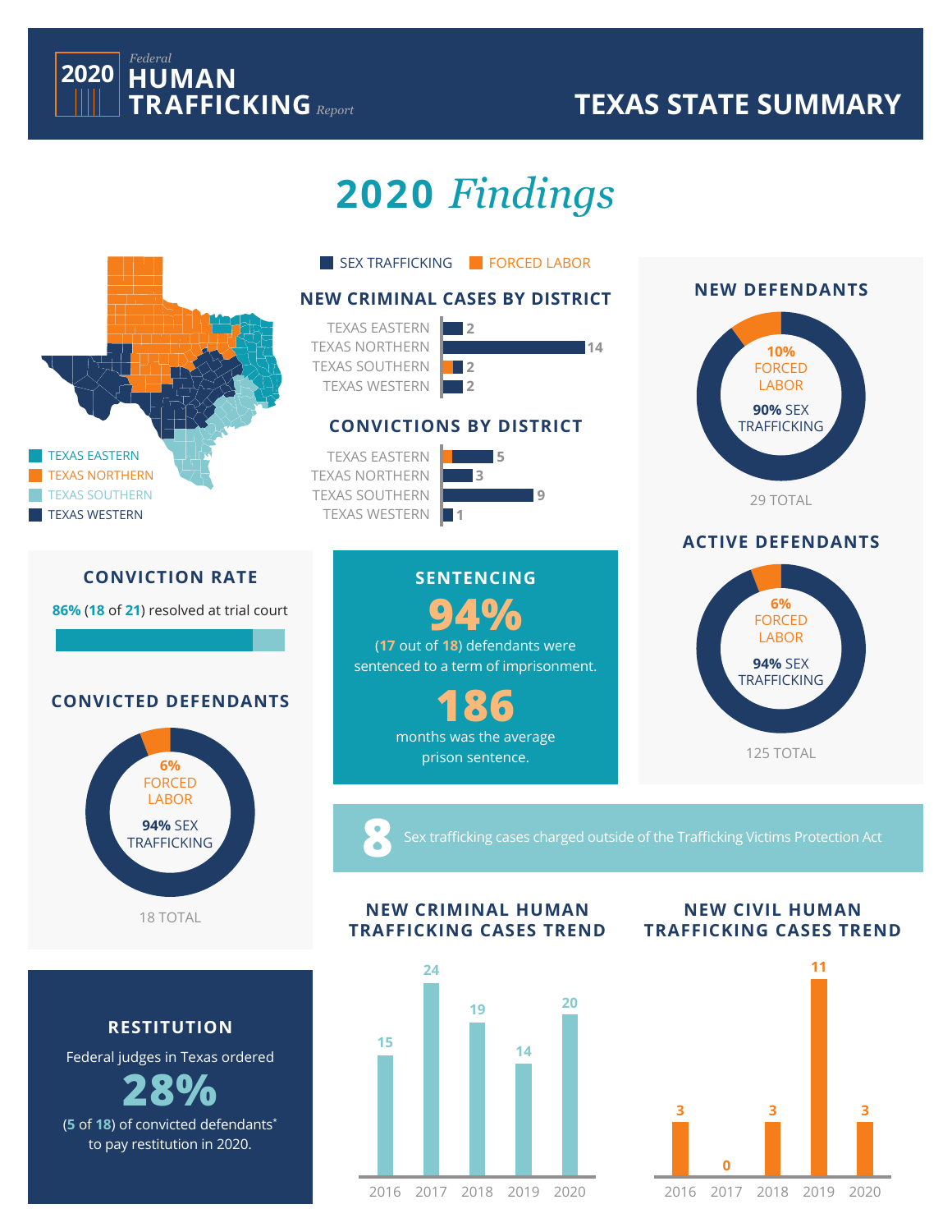# 2020 Federal HUMAN TRAFFICKING Report

## TEXAS STATE SUMMARY

# 2020 *Findings*

Legend: TEXAS EASTERN, TEXAS NORTHERN, TEXAS SOUTHERN, TEXAS WESTERN

SEX TRAFFICKING | FORCED LABOR

### NEW CRIMINAL CASES BY DISTRICT

| District | Cases |
|---|---|
| TEXAS EASTERN | 2 |
| TEXAS NORTHERN | 14 |
| TEXAS SOUTHERN | 2 |
| TEXAS WESTERN | 2 |

### CONVICTIONS BY DISTRICT

| District | Convictions |
|---|---|
| TEXAS EASTERN | 5 |
| TEXAS NORTHERN | 3 |
| TEXAS SOUTHERN | 9 |
| TEXAS WESTERN | 1 |

### NEW DEFENDANTS

10% FORCED LABOR
90% SEX TRAFFICKING

29 TOTAL

### ACTIVE DEFENDANTS

6% FORCED LABOR
94% SEX TRAFFICKING

125 TOTAL

### CONVICTION RATE

**86%** (**18** of **21**) resolved at trial court

### CONVICTED DEFENDANTS

6% FORCED LABOR
94% SEX TRAFFICKING

18 TOTAL

### SENTENCING

**94%**

(**17** out of **18**) defendants were sentenced to a term of imprisonment.

**186**

months was the average prison sentence.

**8** Sex trafficking cases charged outside of the Trafficking Victims Protection Act

### RESTITUTION

Federal judges in Texas ordered

**28%**

(**5** of **18**) of convicted defendants* to pay restitution in 2020.

### NEW CRIMINAL HUMAN TRAFFICKING CASES TREND

| 2016 | 2017 | 2018 | 2019 | 2020 |
|---|---|---|---|---|
| 15 | 24 | 19 | 14 | 20 |

### NEW CIVIL HUMAN TRAFFICKING CASES TREND

| 2016 | 2017 | 2018 | 2019 | 2020 |
|---|---|---|---|---|
| 3 | 0 | 3 | 11 | 3 |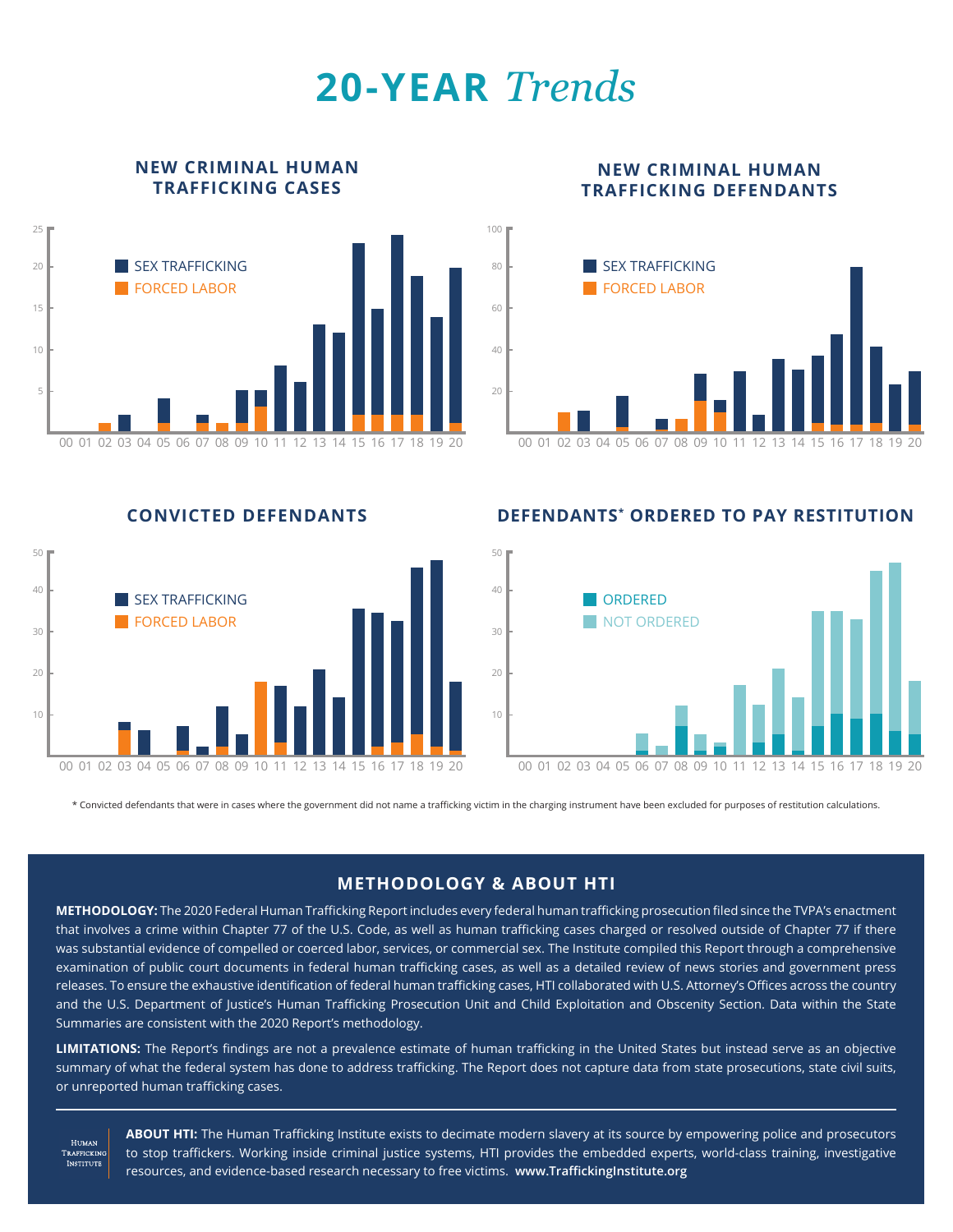# 20-YEAR *Trends*

## NEW CRIMINAL HUMAN TRAFFICKING CASES

25
20
15
10
5

SEX TRAFFICKING
FORCED LABOR

00 01 02 03 04 05 06 07 08 09 10 11 12 13 14 15 16 17 18 19 20

## NEW CRIMINAL HUMAN TRAFFICKING DEFENDANTS

100
80
60
40
20

SEX TRAFFICKING
FORCED LABOR

00 01 02 03 04 05 06 07 08 09 10 11 12 13 14 15 16 17 18 19 20

## CONVICTED DEFENDANTS

50
40
30
20
10

SEX TRAFFICKING
FORCED LABOR

00 01 02 03 04 05 06 07 08 09 10 11 12 13 14 15 16 17 18 19 20

## DEFENDANTS* ORDERED TO PAY RESTITUTION

50
40
30
20
10

ORDERED
NOT ORDERED

00 01 02 03 04 05 06 07 08 09 10 11 12 13 14 15 16 17 18 19 20

* Convicted defendants that were in cases where the government did not name a trafficking victim in the charging instrument have been excluded for purposes of restitution calculations.

## METHODOLOGY & ABOUT HTI

**METHODOLOGY:** The 2020 Federal Human Trafficking Report includes every federal human trafficking prosecution filed since the TVPA's enactment that involves a crime within Chapter 77 of the U.S. Code, as well as human trafficking cases charged or resolved outside of Chapter 77 if there was substantial evidence of compelled or coerced labor, services, or commercial sex. The Institute compiled this Report through a comprehensive examination of public court documents in federal human trafficking cases, as well as a detailed review of news stories and government press releases. To ensure the exhaustive identification of federal human trafficking cases, HTI collaborated with U.S. Attorney's Offices across the country and the U.S. Department of Justice's Human Trafficking Prosecution Unit and Child Exploitation and Obscenity Section. Data within the State Summaries are consistent with the 2020 Report's methodology.

**LIMITATIONS:** The Report's findings are not a prevalence estimate of human trafficking in the United States but instead serve as an objective summary of what the federal system has done to address trafficking. The Report does not capture data from state prosecutions, state civil suits, or unreported human trafficking cases.

Human Trafficking Institute

**ABOUT HTI:** The Human Trafficking Institute exists to decimate modern slavery at its source by empowering police and prosecutors to stop traffickers. Working inside criminal justice systems, HTI provides the embedded experts, world-class training, investigative resources, and evidence-based research necessary to free victims. **www.TraffickingInstitute.org**